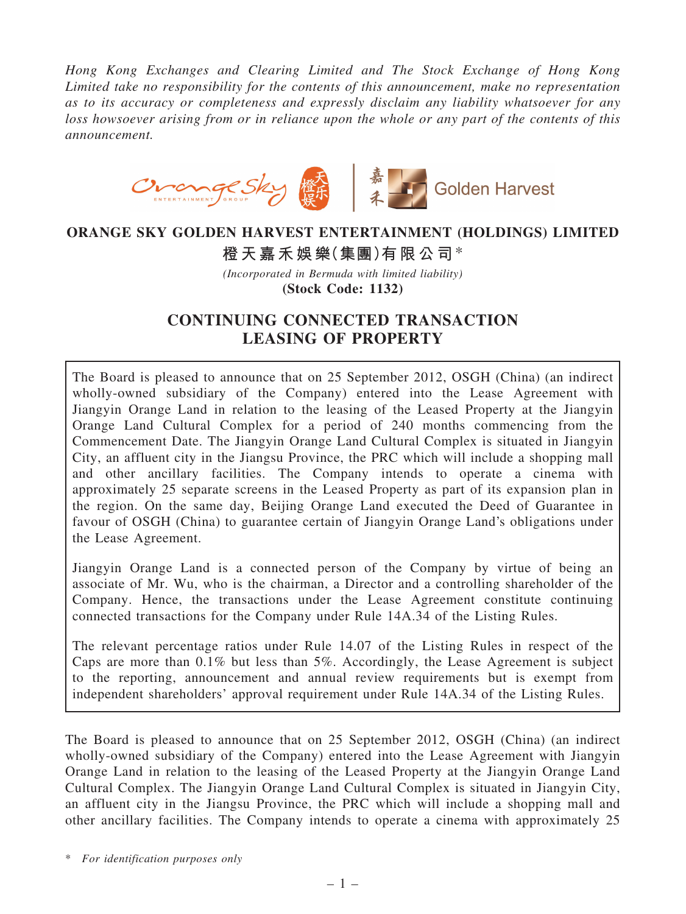*Hong Kong Exchanges and Clearing Limited and The Stock Exchange of Hong Kong Limited take no responsibility for the contents of this announcement, make no representation as to its accuracy or completeness and expressly disclaim any liability whatsoever for any loss howsoever arising from or in reliance upon the whole or any part of the contents of this announcement.*

# ORANGE SKY GOLDEN HARVEST ENTERTAINMENT (HOLDINGS) LIMITED

# 橙天嘉禾娛樂(集團)有限公司*

*(Incorporated in Bermuda with limited liability)*

**(Stock Code: 1132)**

## CONTINUING CONNECTED TRANSACTION
## LEASING OF PROPERTY

The Board is pleased to announce that on 25 September 2012, OSGH (China) (an indirect wholly-owned subsidiary of the Company) entered into the Lease Agreement with Jiangyin Orange Land in relation to the leasing of the Leased Property at the Jiangyin Orange Land Cultural Complex for a period of 240 months commencing from the Commencement Date. The Jiangyin Orange Land Cultural Complex is situated in Jiangyin City, an affluent city in the Jiangsu Province, the PRC which will include a shopping mall and other ancillary facilities. The Company intends to operate a cinema with approximately 25 separate screens in the Leased Property as part of its expansion plan in the region. On the same day, Beijing Orange Land executed the Deed of Guarantee in favour of OSGH (China) to guarantee certain of Jiangyin Orange Land's obligations under the Lease Agreement.

Jiangyin Orange Land is a connected person of the Company by virtue of being an associate of Mr. Wu, who is the chairman, a Director and a controlling shareholder of the Company. Hence, the transactions under the Lease Agreement constitute continuing connected transactions for the Company under Rule 14A.34 of the Listing Rules.

The relevant percentage ratios under Rule 14.07 of the Listing Rules in respect of the Caps are more than 0.1% but less than 5%. Accordingly, the Lease Agreement is subject to the reporting, announcement and annual review requirements but is exempt from independent shareholders' approval requirement under Rule 14A.34 of the Listing Rules.

The Board is pleased to announce that on 25 September 2012, OSGH (China) (an indirect wholly-owned subsidiary of the Company) entered into the Lease Agreement with Jiangyin Orange Land in relation to the leasing of the Leased Property at the Jiangyin Orange Land Cultural Complex. The Jiangyin Orange Land Cultural Complex is situated in Jiangyin City, an affluent city in the Jiangsu Province, the PRC which will include a shopping mall and other ancillary facilities. The Company intends to operate a cinema with approximately 25

\* *For identification purposes only*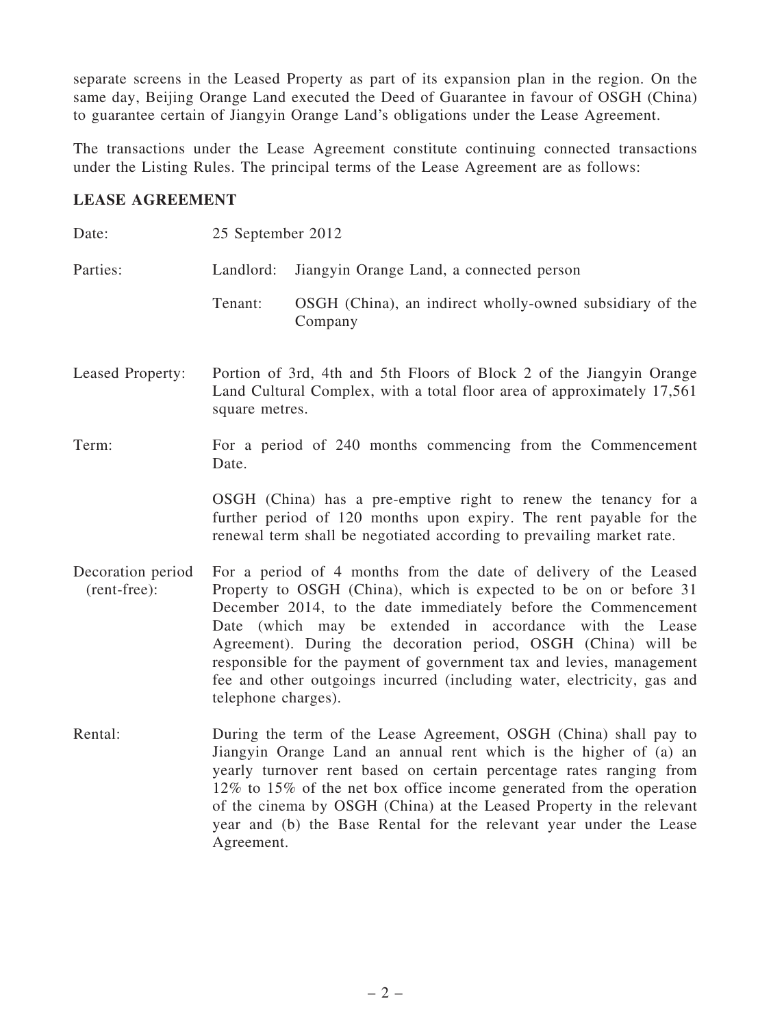separate screens in the Leased Property as part of its expansion plan in the region. On the same day, Beijing Orange Land executed the Deed of Guarantee in favour of OSGH (China) to guarantee certain of Jiangyin Orange Land's obligations under the Lease Agreement.

The transactions under the Lease Agreement constitute continuing connected transactions under the Listing Rules. The principal terms of the Lease Agreement are as follows:

**LEASE AGREEMENT**

| | |
|---|---|
| Date: | 25 September 2012 |
| Parties: | Landlord: Jiangyin Orange Land, a connected person<br><br>Tenant: OSGH (China), an indirect wholly-owned subsidiary of the Company |
| Leased Property: | Portion of 3rd, 4th and 5th Floors of Block 2 of the Jiangyin Orange Land Cultural Complex, with a total floor area of approximately 17,561 square metres. |
| Term: | For a period of 240 months commencing from the Commencement Date.<br><br>OSGH (China) has a pre-emptive right to renew the tenancy for a further period of 120 months upon expiry. The rent payable for the renewal term shall be negotiated according to prevailing market rate. |
| Decoration period (rent-free): | For a period of 4 months from the date of delivery of the Leased Property to OSGH (China), which is expected to be on or before 31 December 2014, to the date immediately before the Commencement Date (which may be extended in accordance with the Lease Agreement). During the decoration period, OSGH (China) will be responsible for the payment of government tax and levies, management fee and other outgoings incurred (including water, electricity, gas and telephone charges). |
| Rental: | During the term of the Lease Agreement, OSGH (China) shall pay to Jiangyin Orange Land an annual rent which is the higher of (a) an yearly turnover rent based on certain percentage rates ranging from 12% to 15% of the net box office income generated from the operation of the cinema by OSGH (China) at the Leased Property in the relevant year and (b) the Base Rental for the relevant year under the Lease Agreement. |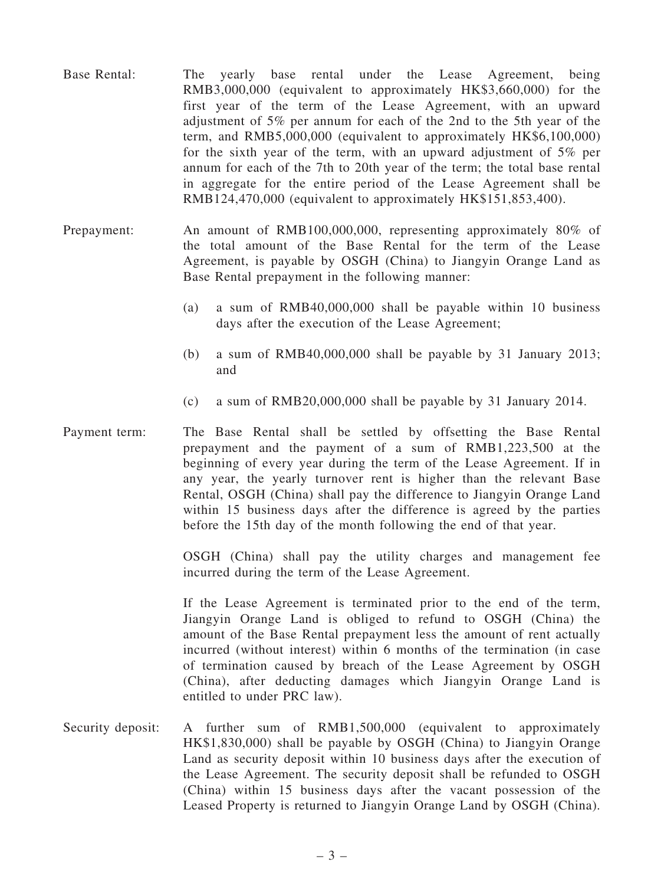Base Rental: The yearly base rental under the Lease Agreement, being RMB3,000,000 (equivalent to approximately HK$3,660,000) for the first year of the term of the Lease Agreement, with an upward adjustment of 5% per annum for each of the 2nd to the 5th year of the term, and RMB5,000,000 (equivalent to approximately HK$6,100,000) for the sixth year of the term, with an upward adjustment of 5% per annum for each of the 7th to 20th year of the term; the total base rental in aggregate for the entire period of the Lease Agreement shall be RMB124,470,000 (equivalent to approximately HK$151,853,400).

Prepayment: An amount of RMB100,000,000, representing approximately 80% of the total amount of the Base Rental for the term of the Lease Agreement, is payable by OSGH (China) to Jiangyin Orange Land as Base Rental prepayment in the following manner:

(a) a sum of RMB40,000,000 shall be payable within 10 business days after the execution of the Lease Agreement;

(b) a sum of RMB40,000,000 shall be payable by 31 January 2013; and

(c) a sum of RMB20,000,000 shall be payable by 31 January 2014.

Payment term: The Base Rental shall be settled by offsetting the Base Rental prepayment and the payment of a sum of RMB1,223,500 at the beginning of every year during the term of the Lease Agreement. If in any year, the yearly turnover rent is higher than the relevant Base Rental, OSGH (China) shall pay the difference to Jiangyin Orange Land within 15 business days after the difference is agreed by the parties before the 15th day of the month following the end of that year.

OSGH (China) shall pay the utility charges and management fee incurred during the term of the Lease Agreement.

If the Lease Agreement is terminated prior to the end of the term, Jiangyin Orange Land is obliged to refund to OSGH (China) the amount of the Base Rental prepayment less the amount of rent actually incurred (without interest) within 6 months of the termination (in case of termination caused by breach of the Lease Agreement by OSGH (China), after deducting damages which Jiangyin Orange Land is entitled to under PRC law).

Security deposit: A further sum of RMB1,500,000 (equivalent to approximately HK$1,830,000) shall be payable by OSGH (China) to Jiangyin Orange Land as security deposit within 10 business days after the execution of the Lease Agreement. The security deposit shall be refunded to OSGH (China) within 15 business days after the vacant possession of the Leased Property is returned to Jiangyin Orange Land by OSGH (China).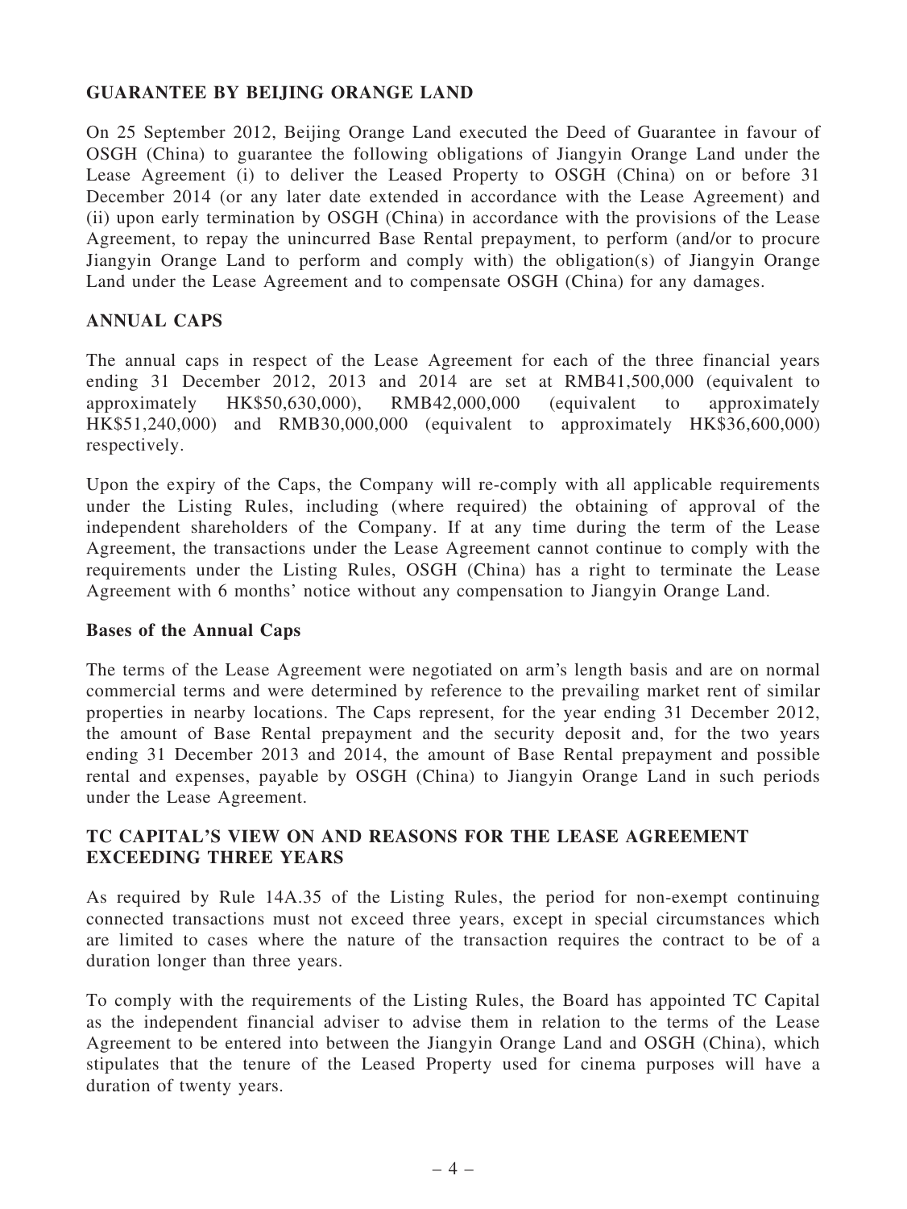## GUARANTEE BY BEIJING ORANGE LAND

On 25 September 2012, Beijing Orange Land executed the Deed of Guarantee in favour of OSGH (China) to guarantee the following obligations of Jiangyin Orange Land under the Lease Agreement (i) to deliver the Leased Property to OSGH (China) on or before 31 December 2014 (or any later date extended in accordance with the Lease Agreement) and (ii) upon early termination by OSGH (China) in accordance with the provisions of the Lease Agreement, to repay the unincurred Base Rental prepayment, to perform (and/or to procure Jiangyin Orange Land to perform and comply with) the obligation(s) of Jiangyin Orange Land under the Lease Agreement and to compensate OSGH (China) for any damages.

## ANNUAL CAPS

The annual caps in respect of the Lease Agreement for each of the three financial years ending 31 December 2012, 2013 and 2014 are set at RMB41,500,000 (equivalent to approximately HK$50,630,000), RMB42,000,000 (equivalent to approximately HK$51,240,000) and RMB30,000,000 (equivalent to approximately HK$36,600,000) respectively.

Upon the expiry of the Caps, the Company will re-comply with all applicable requirements under the Listing Rules, including (where required) the obtaining of approval of the independent shareholders of the Company. If at any time during the term of the Lease Agreement, the transactions under the Lease Agreement cannot continue to comply with the requirements under the Listing Rules, OSGH (China) has a right to terminate the Lease Agreement with 6 months' notice without any compensation to Jiangyin Orange Land.

### Bases of the Annual Caps

The terms of the Lease Agreement were negotiated on arm's length basis and are on normal commercial terms and were determined by reference to the prevailing market rent of similar properties in nearby locations. The Caps represent, for the year ending 31 December 2012, the amount of Base Rental prepayment and the security deposit and, for the two years ending 31 December 2013 and 2014, the amount of Base Rental prepayment and possible rental and expenses, payable by OSGH (China) to Jiangyin Orange Land in such periods under the Lease Agreement.

## TC CAPITAL'S VIEW ON AND REASONS FOR THE LEASE AGREEMENT EXCEEDING THREE YEARS

As required by Rule 14A.35 of the Listing Rules, the period for non-exempt continuing connected transactions must not exceed three years, except in special circumstances which are limited to cases where the nature of the transaction requires the contract to be of a duration longer than three years.

To comply with the requirements of the Listing Rules, the Board has appointed TC Capital as the independent financial adviser to advise them in relation to the terms of the Lease Agreement to be entered into between the Jiangyin Orange Land and OSGH (China), which stipulates that the tenure of the Leased Property used for cinema purposes will have a duration of twenty years.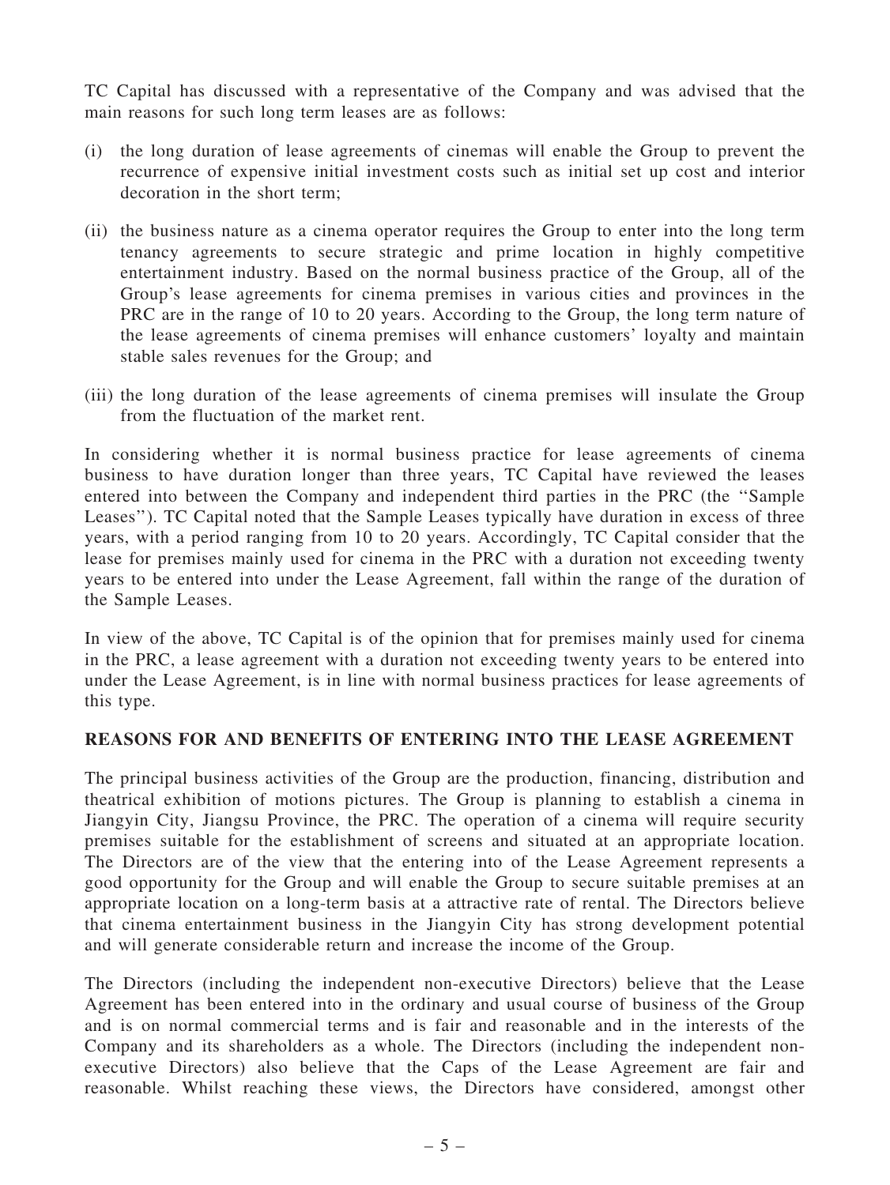TC Capital has discussed with a representative of the Company and was advised that the main reasons for such long term leases are as follows:

(i) the long duration of lease agreements of cinemas will enable the Group to prevent the recurrence of expensive initial investment costs such as initial set up cost and interior decoration in the short term;

(ii) the business nature as a cinema operator requires the Group to enter into the long term tenancy agreements to secure strategic and prime location in highly competitive entertainment industry. Based on the normal business practice of the Group, all of the Group's lease agreements for cinema premises in various cities and provinces in the PRC are in the range of 10 to 20 years. According to the Group, the long term nature of the lease agreements of cinema premises will enhance customers' loyalty and maintain stable sales revenues for the Group; and

(iii) the long duration of the lease agreements of cinema premises will insulate the Group from the fluctuation of the market rent.

In considering whether it is normal business practice for lease agreements of cinema business to have duration longer than three years, TC Capital have reviewed the leases entered into between the Company and independent third parties in the PRC (the ''Sample Leases''). TC Capital noted that the Sample Leases typically have duration in excess of three years, with a period ranging from 10 to 20 years. Accordingly, TC Capital consider that the lease for premises mainly used for cinema in the PRC with a duration not exceeding twenty years to be entered into under the Lease Agreement, fall within the range of the duration of the Sample Leases.

In view of the above, TC Capital is of the opinion that for premises mainly used for cinema in the PRC, a lease agreement with a duration not exceeding twenty years to be entered into under the Lease Agreement, is in line with normal business practices for lease agreements of this type.

## REASONS FOR AND BENEFITS OF ENTERING INTO THE LEASE AGREEMENT

The principal business activities of the Group are the production, financing, distribution and theatrical exhibition of motions pictures. The Group is planning to establish a cinema in Jiangyin City, Jiangsu Province, the PRC. The operation of a cinema will require security premises suitable for the establishment of screens and situated at an appropriate location. The Directors are of the view that the entering into of the Lease Agreement represents a good opportunity for the Group and will enable the Group to secure suitable premises at an appropriate location on a long-term basis at a attractive rate of rental. The Directors believe that cinema entertainment business in the Jiangyin City has strong development potential and will generate considerable return and increase the income of the Group.

The Directors (including the independent non-executive Directors) believe that the Lease Agreement has been entered into in the ordinary and usual course of business of the Group and is on normal commercial terms and is fair and reasonable and in the interests of the Company and its shareholders as a whole. The Directors (including the independent non-executive Directors) also believe that the Caps of the Lease Agreement are fair and reasonable. Whilst reaching these views, the Directors have considered, amongst other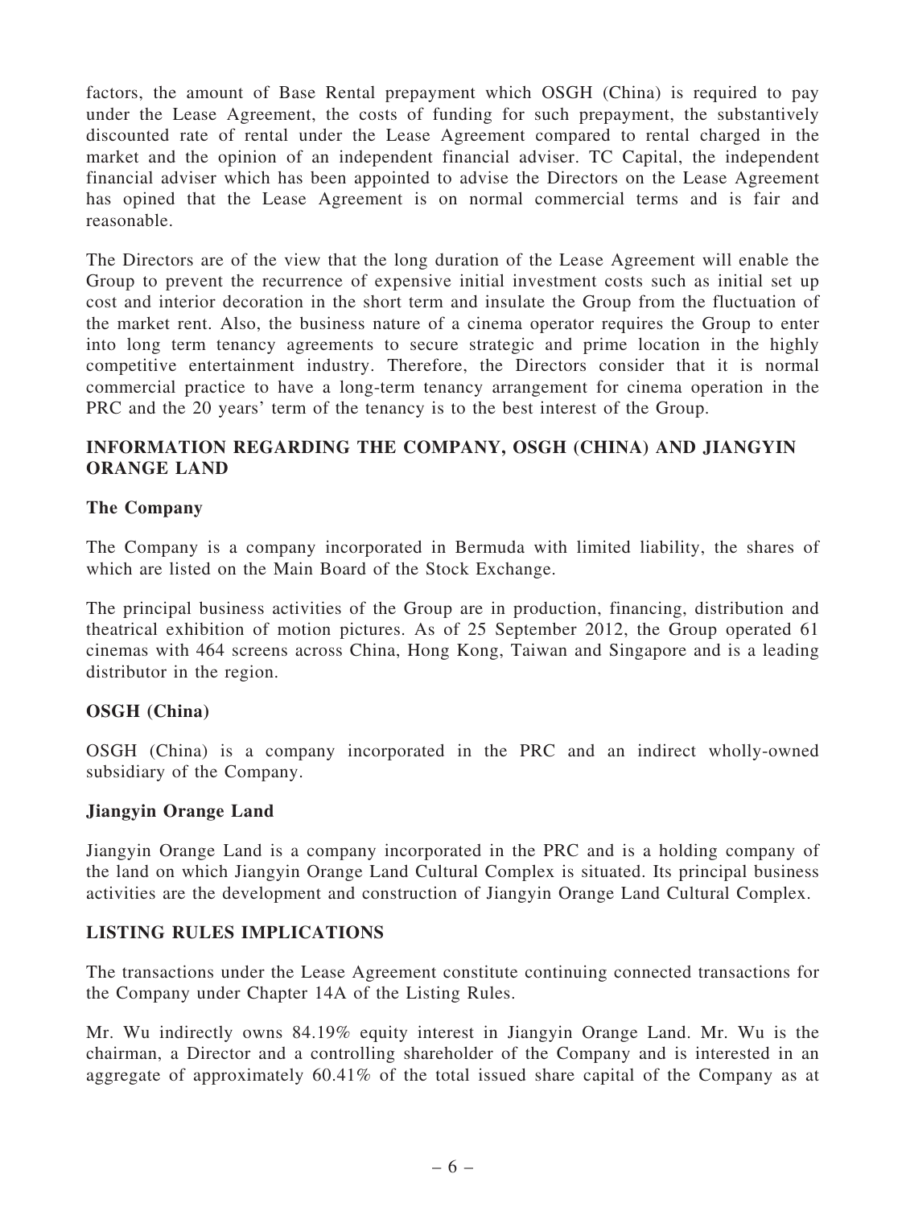factors, the amount of Base Rental prepayment which OSGH (China) is required to pay under the Lease Agreement, the costs of funding for such prepayment, the substantively discounted rate of rental under the Lease Agreement compared to rental charged in the market and the opinion of an independent financial adviser. TC Capital, the independent financial adviser which has been appointed to advise the Directors on the Lease Agreement has opined that the Lease Agreement is on normal commercial terms and is fair and reasonable.

The Directors are of the view that the long duration of the Lease Agreement will enable the Group to prevent the recurrence of expensive initial investment costs such as initial set up cost and interior decoration in the short term and insulate the Group from the fluctuation of the market rent. Also, the business nature of a cinema operator requires the Group to enter into long term tenancy agreements to secure strategic and prime location in the highly competitive entertainment industry. Therefore, the Directors consider that it is normal commercial practice to have a long-term tenancy arrangement for cinema operation in the PRC and the 20 years' term of the tenancy is to the best interest of the Group.

## INFORMATION REGARDING THE COMPANY, OSGH (CHINA) AND JIANGYIN ORANGE LAND

### The Company

The Company is a company incorporated in Bermuda with limited liability, the shares of which are listed on the Main Board of the Stock Exchange.

The principal business activities of the Group are in production, financing, distribution and theatrical exhibition of motion pictures. As of 25 September 2012, the Group operated 61 cinemas with 464 screens across China, Hong Kong, Taiwan and Singapore and is a leading distributor in the region.

### OSGH (China)

OSGH (China) is a company incorporated in the PRC and an indirect wholly-owned subsidiary of the Company.

### Jiangyin Orange Land

Jiangyin Orange Land is a company incorporated in the PRC and is a holding company of the land on which Jiangyin Orange Land Cultural Complex is situated. Its principal business activities are the development and construction of Jiangyin Orange Land Cultural Complex.

## LISTING RULES IMPLICATIONS

The transactions under the Lease Agreement constitute continuing connected transactions for the Company under Chapter 14A of the Listing Rules.

Mr. Wu indirectly owns 84.19% equity interest in Jiangyin Orange Land. Mr. Wu is the chairman, a Director and a controlling shareholder of the Company and is interested in an aggregate of approximately 60.41% of the total issued share capital of the Company as at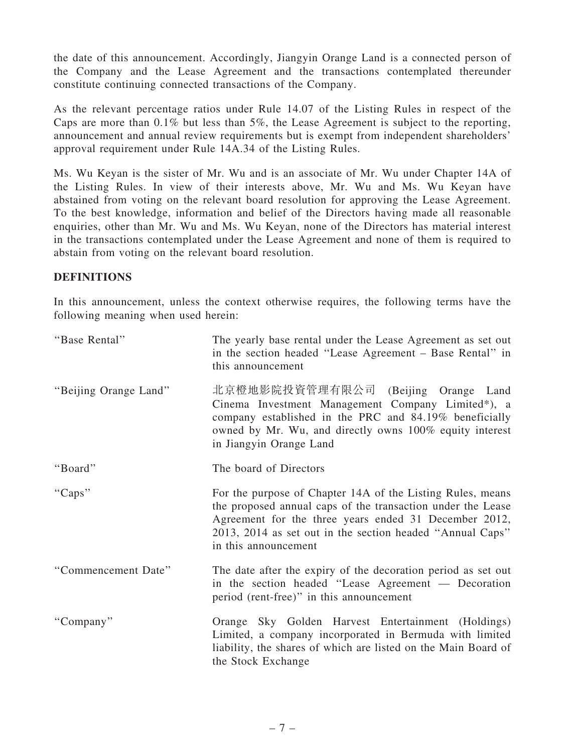the date of this announcement. Accordingly, Jiangyin Orange Land is a connected person of the Company and the Lease Agreement and the transactions contemplated thereunder constitute continuing connected transactions of the Company.

As the relevant percentage ratios under Rule 14.07 of the Listing Rules in respect of the Caps are more than 0.1% but less than 5%, the Lease Agreement is subject to the reporting, announcement and annual review requirements but is exempt from independent shareholders' approval requirement under Rule 14A.34 of the Listing Rules.

Ms. Wu Keyan is the sister of Mr. Wu and is an associate of Mr. Wu under Chapter 14A of the Listing Rules. In view of their interests above, Mr. Wu and Ms. Wu Keyan have abstained from voting on the relevant board resolution for approving the Lease Agreement. To the best knowledge, information and belief of the Directors having made all reasonable enquiries, other than Mr. Wu and Ms. Wu Keyan, none of the Directors has material interest in the transactions contemplated under the Lease Agreement and none of them is required to abstain from voting on the relevant board resolution.

## DEFINITIONS

In this announcement, unless the context otherwise requires, the following terms have the following meaning when used herein:

| | |
|---|---|
| "Base Rental" | The yearly base rental under the Lease Agreement as set out in the section headed "Lease Agreement – Base Rental" in this announcement |
| "Beijing Orange Land" | 北京橙地影院投資管理有限公司 (Beijing Orange Land Cinema Investment Management Company Limited*), a company established in the PRC and 84.19% beneficially owned by Mr. Wu, and directly owns 100% equity interest in Jiangyin Orange Land |
| "Board" | The board of Directors |
| "Caps" | For the purpose of Chapter 14A of the Listing Rules, means the proposed annual caps of the transaction under the Lease Agreement for the three years ended 31 December 2012, 2013, 2014 as set out in the section headed "Annual Caps" in this announcement |
| "Commencement Date" | The date after the expiry of the decoration period as set out in the section headed "Lease Agreement — Decoration period (rent-free)" in this announcement |
| "Company" | Orange Sky Golden Harvest Entertainment (Holdings) Limited, a company incorporated in Bermuda with limited liability, the shares of which are listed on the Main Board of the Stock Exchange |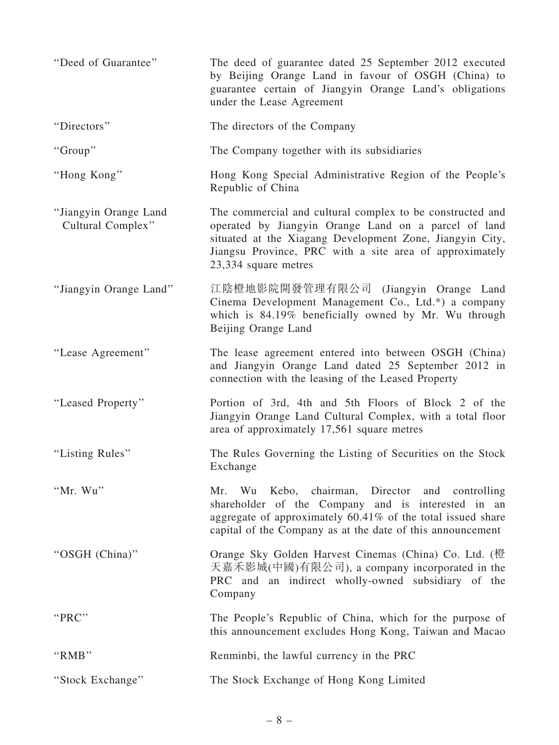| | |
|---|---|
| "Deed of Guarantee" | The deed of guarantee dated 25 September 2012 executed by Beijing Orange Land in favour of OSGH (China) to guarantee certain of Jiangyin Orange Land's obligations under the Lease Agreement |
| "Directors" | The directors of the Company |
| "Group" | The Company together with its subsidiaries |
| "Hong Kong" | Hong Kong Special Administrative Region of the People's Republic of China |
| "Jiangyin Orange Land Cultural Complex" | The commercial and cultural complex to be constructed and operated by Jiangyin Orange Land on a parcel of land situated at the Xiagang Development Zone, Jiangyin City, Jiangsu Province, PRC with a site area of approximately 23,334 square metres |
| "Jiangyin Orange Land" | 江陰橙地影院開發管理有限公司 (Jiangyin Orange Land Cinema Development Management Co., Ltd.*) a company which is 84.19% beneficially owned by Mr. Wu through Beijing Orange Land |
| "Lease Agreement" | The lease agreement entered into between OSGH (China) and Jiangyin Orange Land dated 25 September 2012 in connection with the leasing of the Leased Property |
| "Leased Property" | Portion of 3rd, 4th and 5th Floors of Block 2 of the Jiangyin Orange Land Cultural Complex, with a total floor area of approximately 17,561 square metres |
| "Listing Rules" | The Rules Governing the Listing of Securities on the Stock Exchange |
| "Mr. Wu" | Mr. Wu Kebo, chairman, Director and controlling shareholder of the Company and is interested in an aggregate of approximately 60.41% of the total issued share capital of the Company as at the date of this announcement |
| "OSGH (China)" | Orange Sky Golden Harvest Cinemas (China) Co. Ltd. (橙天嘉禾影城(中國)有限公司), a company incorporated in the PRC and an indirect wholly-owned subsidiary of the Company |
| "PRC" | The People's Republic of China, which for the purpose of this announcement excludes Hong Kong, Taiwan and Macao |
| "RMB" | Renminbi, the lawful currency in the PRC |
| "Stock Exchange" | The Stock Exchange of Hong Kong Limited |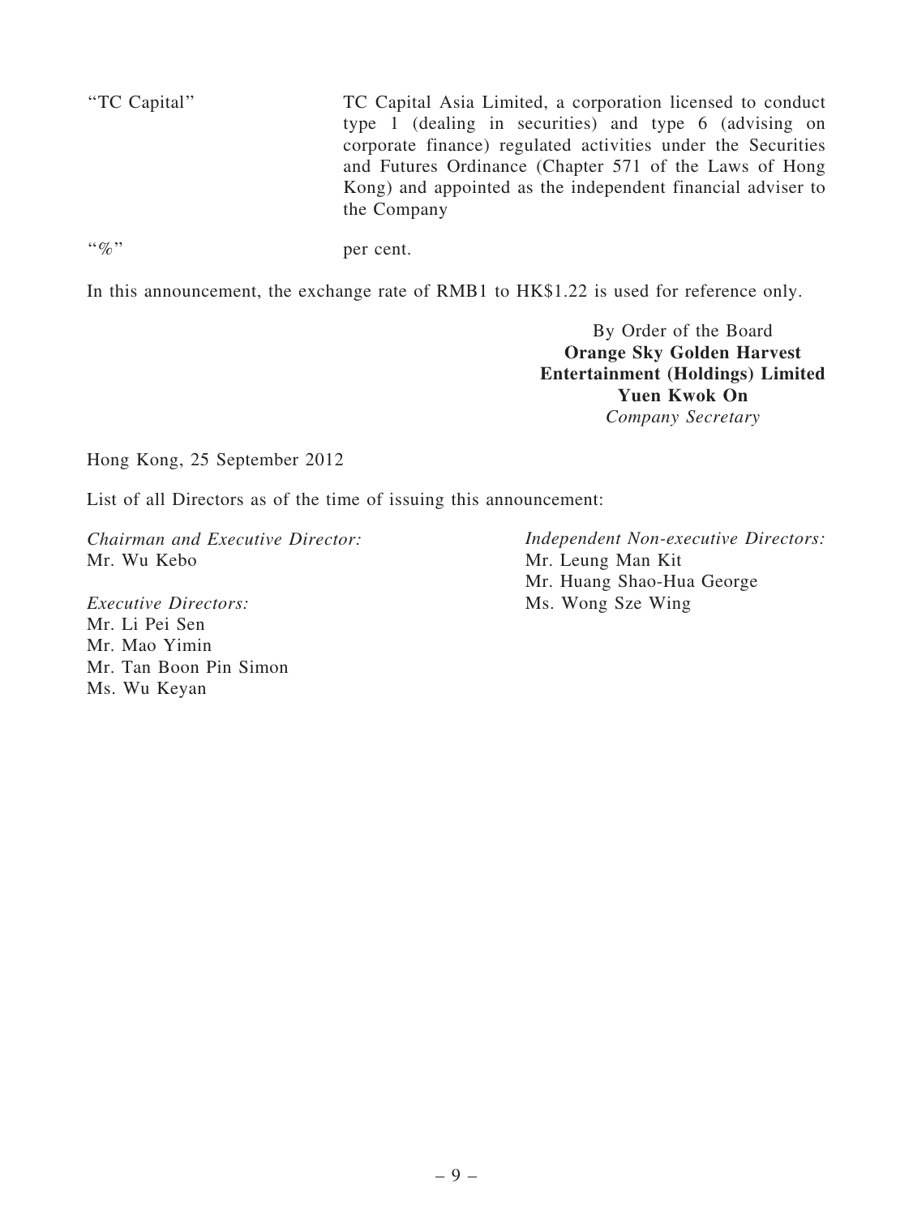| | |
|---|---|
| "TC Capital" | TC Capital Asia Limited, a corporation licensed to conduct type 1 (dealing in securities) and type 6 (advising on corporate finance) regulated activities under the Securities and Futures Ordinance (Chapter 571 of the Laws of Hong Kong) and appointed as the independent financial adviser to the Company |
| "%" | per cent. |

In this announcement, the exchange rate of RMB1 to HK$1.22 is used for reference only.

By Order of the Board
**Orange Sky Golden Harvest Entertainment (Holdings) Limited**
**Yuen Kwok On**
*Company Secretary*

Hong Kong, 25 September 2012

List of all Directors as of the time of issuing this announcement:

*Chairman and Executive Director:*
Mr. Wu Kebo

*Executive Directors:*
Mr. Li Pei Sen
Mr. Mao Yimin
Mr. Tan Boon Pin Simon
Ms. Wu Keyan

*Independent Non-executive Directors:*
Mr. Leung Man Kit
Mr. Huang Shao-Hua George
Ms. Wong Sze Wing